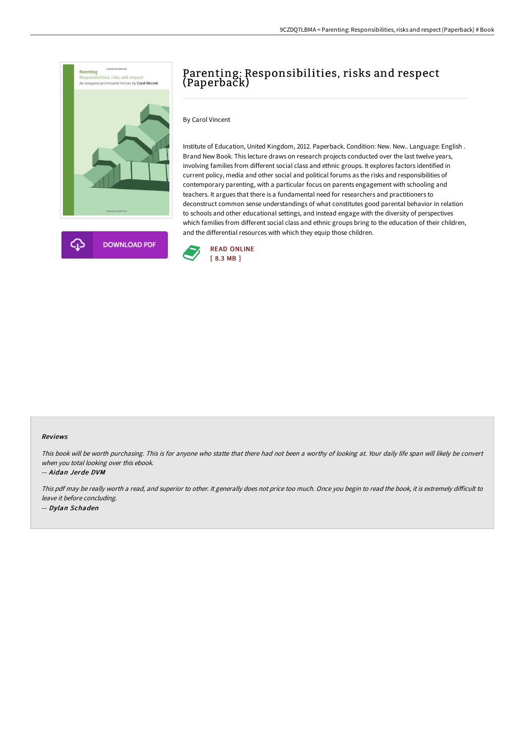# Parenting: Responsibilities, risks and respect (Paperback)

By Carol Vincent

Institute of Education, United Kingdom, 2012. Paperback. Condition: New. New.. Language: English . Brand New Book. This lecture draws on research projects conducted over the last twelve years, involving families from different social class and ethnic groups. It explores factors identified in current policy, media and other social and political forums as the risks and responsibilities of contemporary parenting, with a particular focus on parents engagement with schooling and teachers. It argues that there is a fundamental need for researchers and practitioners to deconstruct common sense understandings of what constitutes good parental behavior in relation to schools and other educational settings, and instead engage with the diversity of perspectives which families from different social class and ethnic groups bring to the education of their children, and the differential resources with which they equip those children.

DOWNLOAD PDF

READ ONLINE
[ 8.3 MB ]

### Reviews

*This book will be worth purchasing. This is for anyone who statte that there had not been a worthy of looking at. Your daily life span will likely be convert when you total looking over this ebook.*

-- *Aidan Jerde DVM*

*This pdf may be really worth a read, and superior to other. It generally does not price too much. Once you begin to read the book, it is extremely difficult to leave it before concluding.*

-- *Dylan Schaden*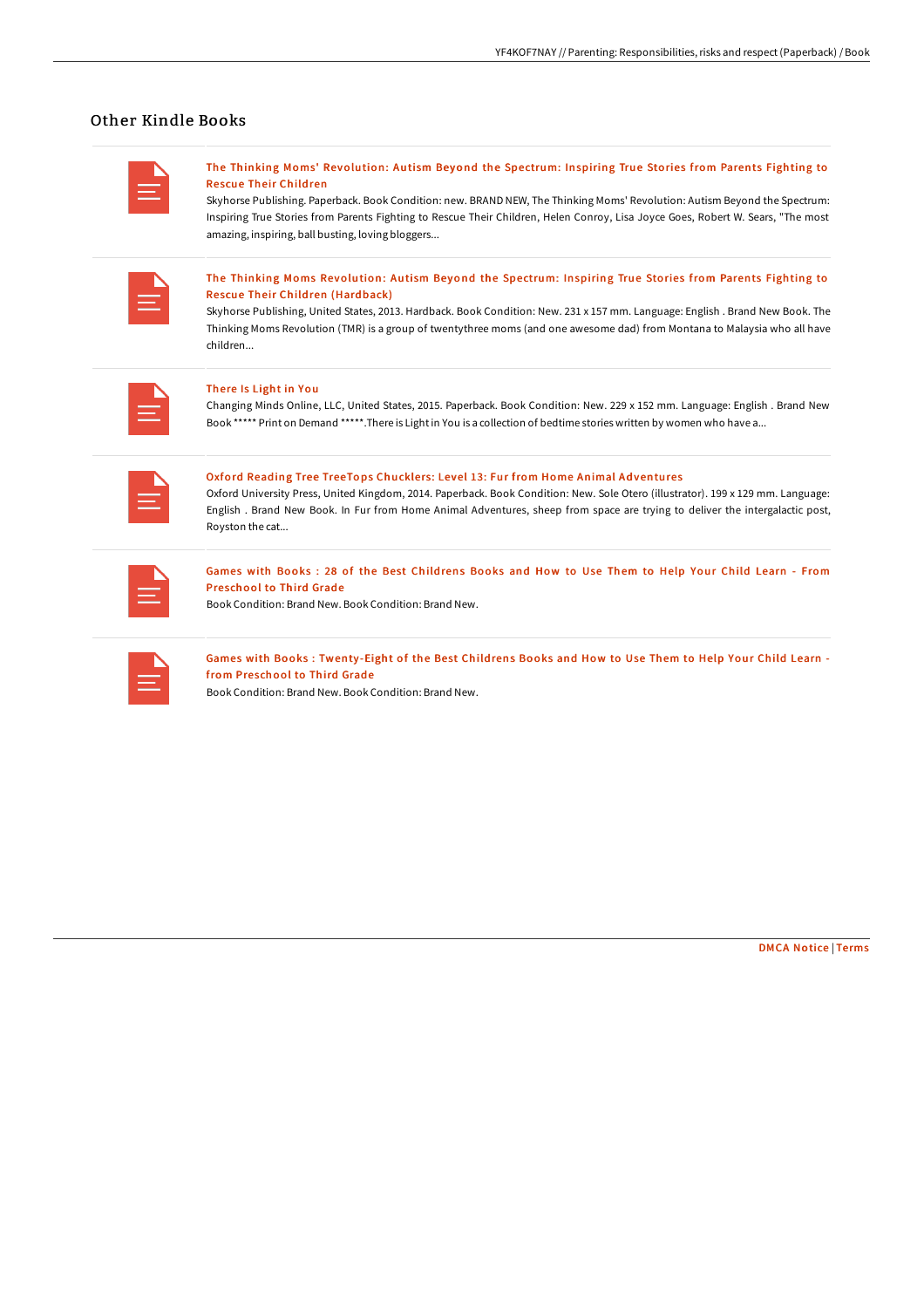## Other Kindle Books

**The Thinking Moms' Revolution: Autism Beyond the Spectrum: Inspiring True Stories from Parents Fighting to Rescue Their Children**

Skyhorse Publishing. Paperback. Book Condition: new. BRAND NEW, The Thinking Moms' Revolution: Autism Beyond the Spectrum: Inspiring True Stories from Parents Fighting to Rescue Their Children, Helen Conroy, Lisa Joyce Goes, Robert W. Sears, "The most amazing, inspiring, ball busting, loving bloggers...

**The Thinking Moms Revolution: Autism Beyond the Spectrum: Inspiring True Stories from Parents Fighting to Rescue Their Children (Hardback)**

Skyhorse Publishing, United States, 2013. Hardback. Book Condition: New. 231 x 157 mm. Language: English . Brand New Book. The Thinking Moms Revolution (TMR) is a group of twentythree moms (and one awesome dad) from Montana to Malaysia who all have children...

**There Is Light in You**

Changing Minds Online, LLC, United States, 2015. Paperback. Book Condition: New. 229 x 152 mm. Language: English . Brand New Book ***** Print on Demand *****.There is Light in You is a collection of bedtime stories written by women who have a...

**Oxford Reading Tree TreeTops Chucklers: Level 13: Fur from Home Animal Adventures**

Oxford University Press, United Kingdom, 2014. Paperback. Book Condition: New. Sole Otero (illustrator). 199 x 129 mm. Language: English . Brand New Book. In Fur from Home Animal Adventures, sheep from space are trying to deliver the intergalactic post, Royston the cat...

**Games with Books : 28 of the Best Childrens Books and How to Use Them to Help Your Child Learn - From Preschool to Third Grade**

Book Condition: Brand New. Book Condition: Brand New.

**Games with Books : Twenty-Eight of the Best Childrens Books and How to Use Them to Help Your Child Learn - from Preschool to Third Grade**

Book Condition: Brand New. Book Condition: Brand New.